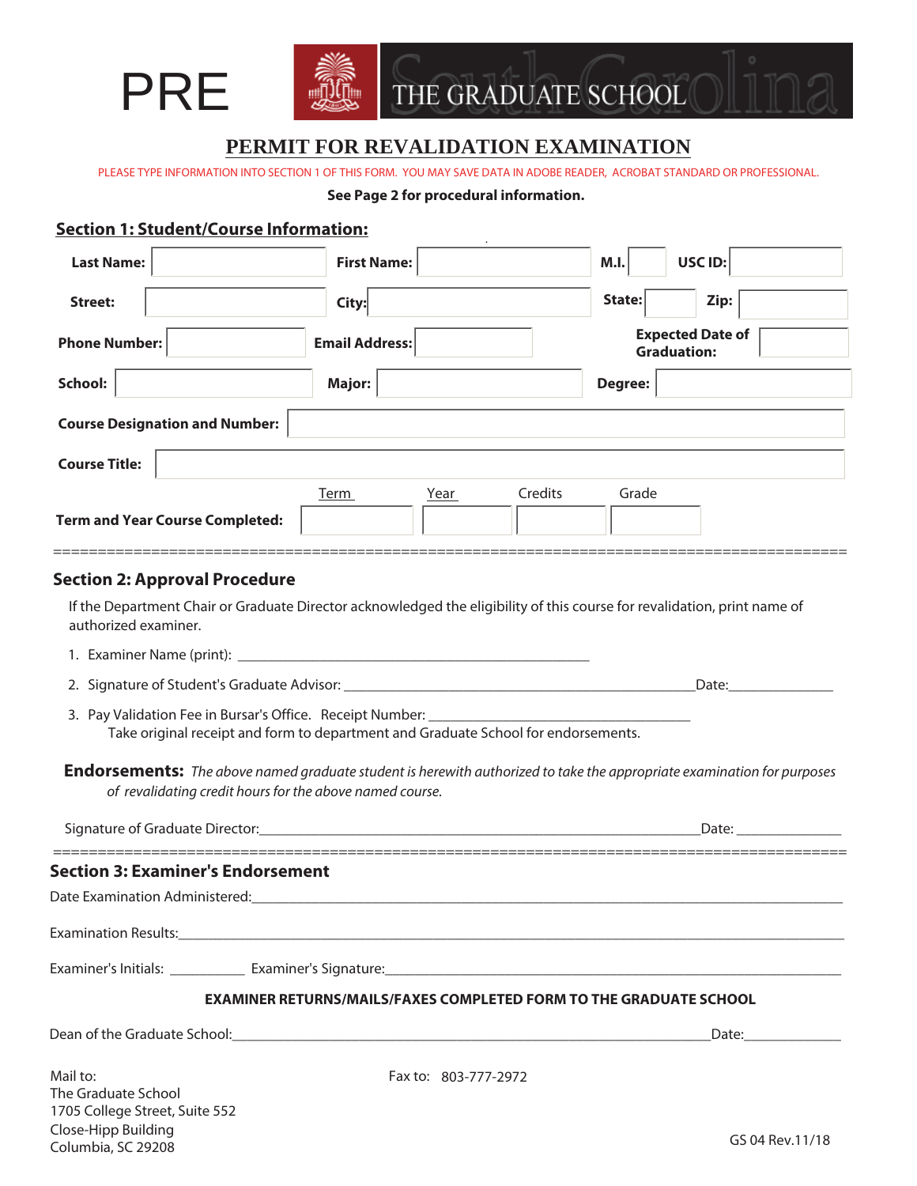PRE

THE GRADUATE SCHOOL

# PERMIT FOR REVALIDATION EXAMINATION

PLEASE TYPE INFORMATION INTO SECTION 1 OF THIS FORM. YOU MAY SAVE DATA IN ADOBE READER, ACROBAT STANDARD OR PROFESSIONAL.

**See Page 2 for procedural information.**

## Section 1: Student/Course Information:

**Last Name:** ____________ **First Name:** ____________ **M.I.** ____ **USC ID:** ____________

**Street:** ____________ **City:** ____________ **State:** ____ **Zip:** ____________

**Phone Number:** ____________ **Email Address:** ____________ **Expected Date of Graduation:** ____________

**School:** ____________ **Major:** ____________ **Degree:** ____________

**Course Designation and Number:** ____________

**Course Title:** ____________

| | Term | Year | Credits | Grade |
|---|---|---|---|---|
| **Term and Year Course Completed:** | | | | |

=====================================================================================

## Section 2: Approval Procedure

If the Department Chair or Graduate Director acknowledged the eligibility of this course for revalidation, print name of authorized examiner.

1. Examiner Name (print): ________________________________________________
2. Signature of Student's Graduate Advisor: ________________________________________________Date:______________
3. Pay Validation Fee in Bursar's Office. Receipt Number: ________________________________
   Take original receipt and form to department and Graduate School for endorsements.

**Endorsements:** *The above named graduate student is herewith authorized to take the appropriate examination for purposes of revalidating credit hours for the above named course.*

Signature of Graduate Director:____________________________________________________________Date: ______________

=====================================================================================

## Section 3: Examiner's Endorsement

Date Examination Administered:________________________________________________________________

Examination Results:________________________________________________________________

Examiner's Initials: __________ Examiner's Signature:________________________________________________________________

**EXAMINER RETURNS/MAILS/FAXES COMPLETED FORM TO THE GRADUATE SCHOOL**

Dean of the Graduate School:____________________________________________________________Date:_____________

Mail to:
The Graduate School
1705 College Street, Suite 552
Close-Hipp Building
Columbia, SC 29208

Fax to: 803-777-2972

GS 04 Rev.11/18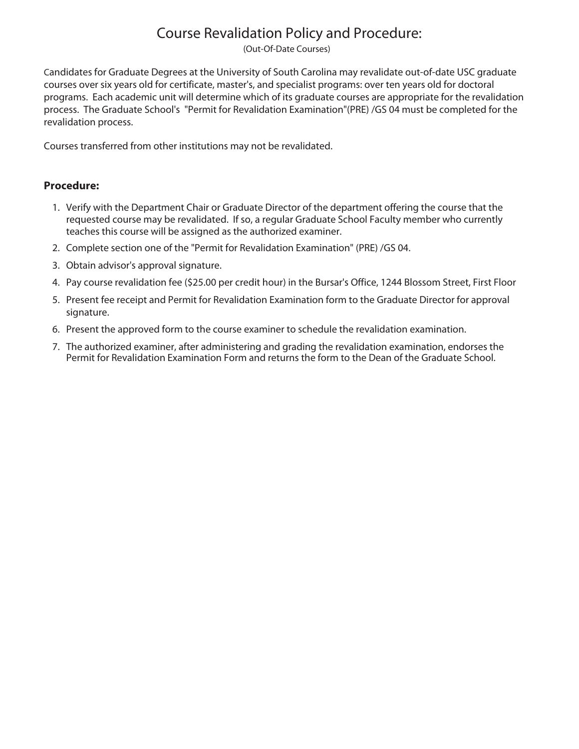# Course Revalidation Policy and Procedure:

(Out-Of-Date Courses)

Candidates for Graduate Degrees at the University of South Carolina may revalidate out-of-date USC graduate courses over six years old for certificate, master's, and specialist programs: over ten years old for doctoral programs. Each academic unit will determine which of its graduate courses are appropriate for the revalidation process. The Graduate School's "Permit for Revalidation Examination"(PRE) /GS 04 must be completed for the revalidation process.

Courses transferred from other institutions may not be revalidated.

**Procedure:**

1. Verify with the Department Chair or Graduate Director of the department offering the course that the requested course may be revalidated. If so, a regular Graduate School Faculty member who currently teaches this course will be assigned as the authorized examiner.
2. Complete section one of the "Permit for Revalidation Examination" (PRE) /GS 04.
3. Obtain advisor's approval signature.
4. Pay course revalidation fee ($25.00 per credit hour) in the Bursar's Office, 1244 Blossom Street, First Floor
5. Present fee receipt and Permit for Revalidation Examination form to the Graduate Director for approval signature.
6. Present the approved form to the course examiner to schedule the revalidation examination.
7. The authorized examiner, after administering and grading the revalidation examination, endorses the Permit for Revalidation Examination Form and returns the form to the Dean of the Graduate School.